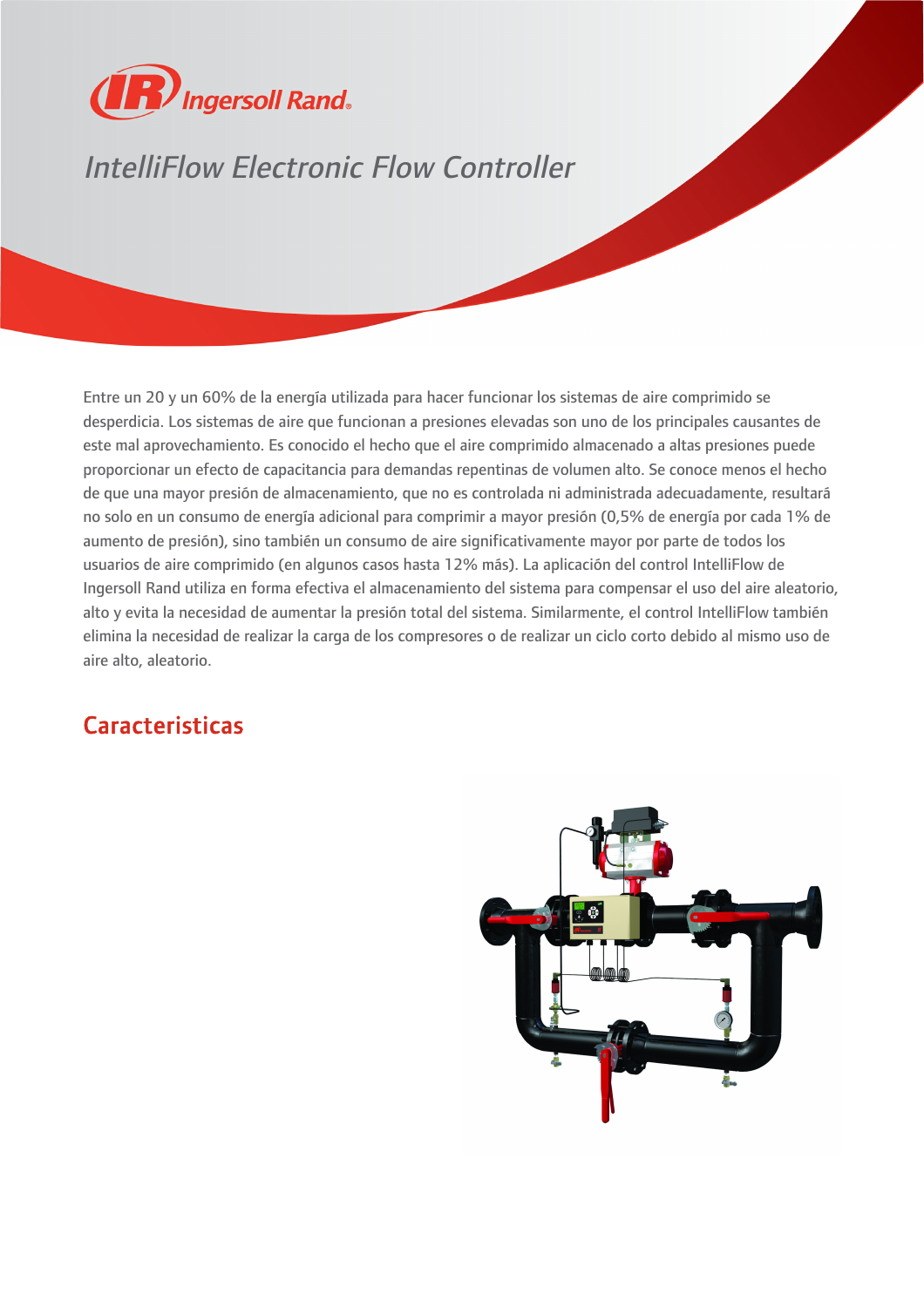Ingersoll Rand

# IntelliFlow Electronic Flow Controller

Entre un 20 y un 60% de la energía utilizada para hacer funcionar los sistemas de aire comprimido se desperdicia. Los sistemas de aire que funcionan a presiones elevadas son uno de los principales causantes de este mal aprovechamiento. Es conocido el hecho que el aire comprimido almacenado a altas presiones puede proporcionar un efecto de capacitancia para demandas repentinas de volumen alto. Se conoce menos el hecho de que una mayor presión de almacenamiento, que no es controlada ni administrada adecuadamente, resultará no solo en un consumo de energía adicional para comprimir a mayor presión (0,5% de energía por cada 1% de aumento de presión), sino también un consumo de aire significativamente mayor por parte de todos los usuarios de aire comprimido (en algunos casos hasta 12% más). La aplicación del control IntelliFlow de Ingersoll Rand utiliza en forma efectiva el almacenamiento del sistema para compensar el uso del aire aleatorio, alto y evita la necesidad de aumentar la presión total del sistema. Similarmente, el control IntelliFlow también elimina la necesidad de realizar la carga de los compresores o de realizar un ciclo corto debido al mismo uso de aire alto, aleatorio.

## Caracteristicas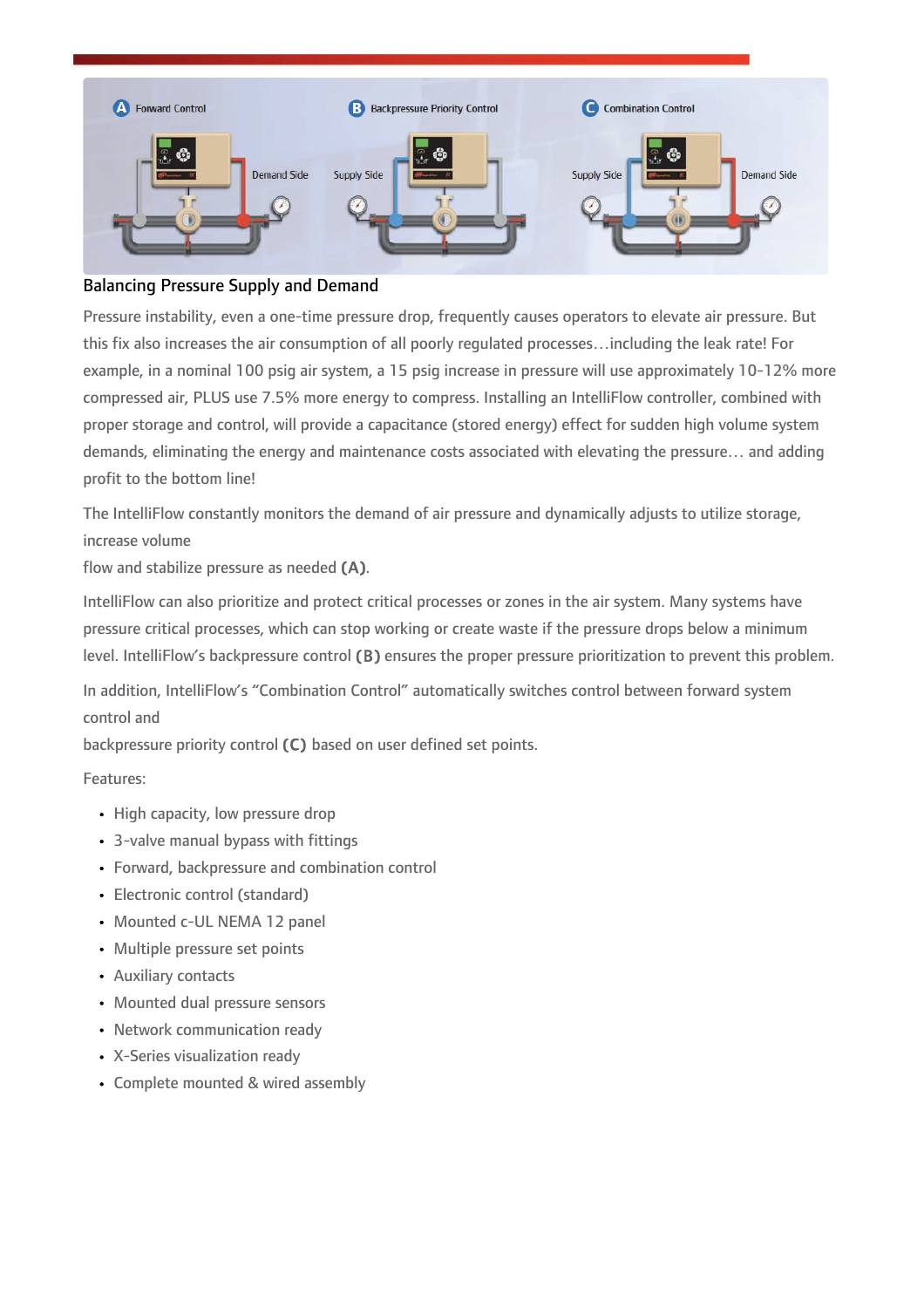## Balancing Pressure Supply and Demand

Pressure instability, even a one-time pressure drop, frequently causes operators to elevate air pressure. But this fix also increases the air consumption of all poorly regulated processes…including the leak rate! For example, in a nominal 100 psig air system, a 15 psig increase in pressure will use approximately 10-12% more compressed air, PLUS use 7.5% more energy to compress. Installing an IntelliFlow controller, combined with proper storage and control, will provide a capacitance (stored energy) effect for sudden high volume system demands, eliminating the energy and maintenance costs associated with elevating the pressure… and adding profit to the bottom line!

The IntelliFlow constantly monitors the demand of air pressure and dynamically adjusts to utilize storage, increase volume flow and stabilize pressure as needed **(A)**.

IntelliFlow can also prioritize and protect critical processes or zones in the air system. Many systems have pressure critical processes, which can stop working or create waste if the pressure drops below a minimum level. IntelliFlow's backpressure control **(B)** ensures the proper pressure prioritization to prevent this problem.

In addition, IntelliFlow's "Combination Control" automatically switches control between forward system control and backpressure priority control **(C)** based on user defined set points.

Features:

- High capacity, low pressure drop
- 3-valve manual bypass with fittings
- Forward, backpressure and combination control
- Electronic control (standard)
- Mounted c-UL NEMA 12 panel
- Multiple pressure set points
- Auxiliary contacts
- Mounted dual pressure sensors
- Network communication ready
- X-Series visualization ready
- Complete mounted & wired assembly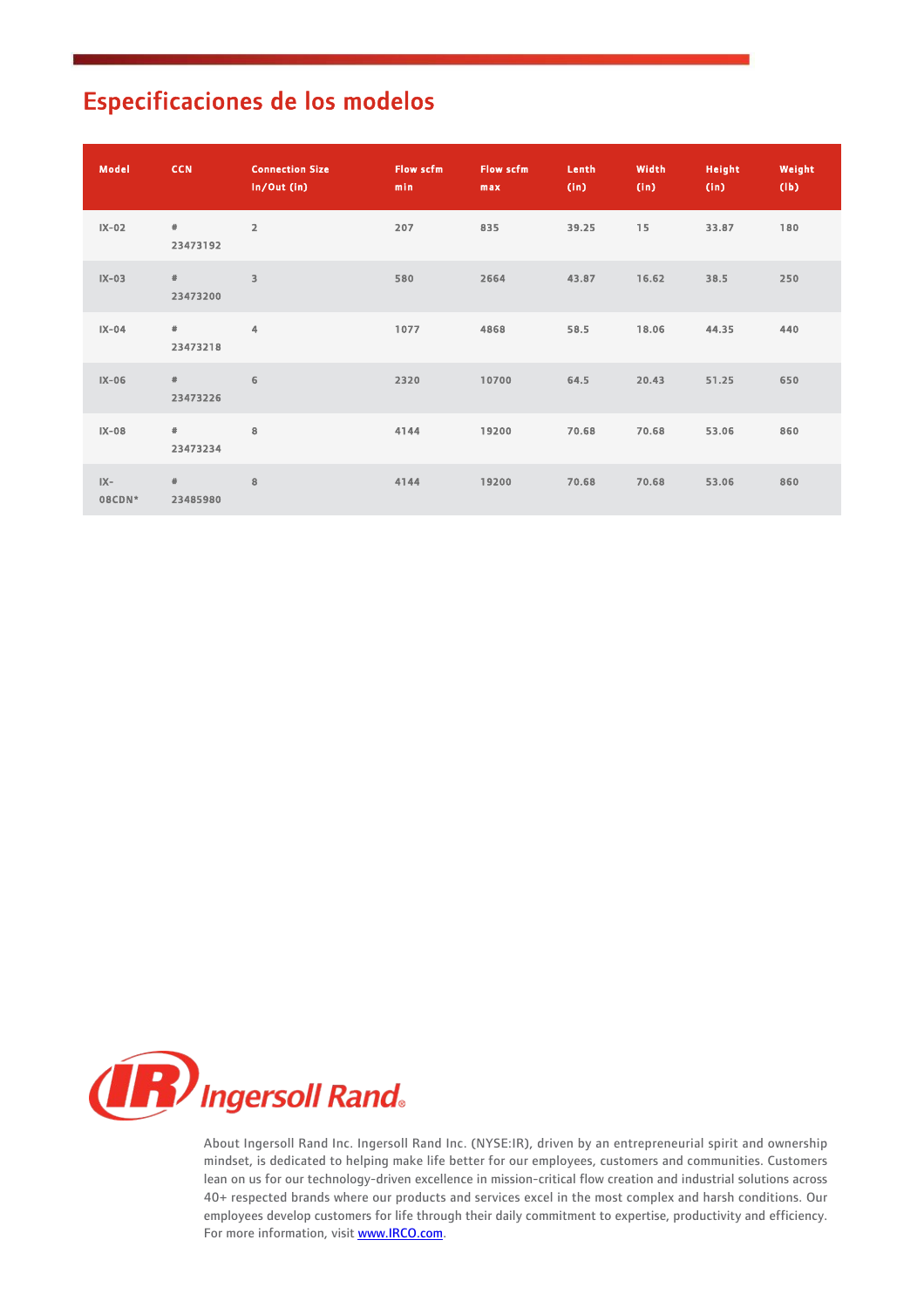## Especificaciones de los modelos

| Model | CCN | Connection Size In/Out (in) | Flow scfm min | Flow scfm max | Lenth (in) | Width (in) | Height (in) | Weight (lb) |
|---|---|---|---|---|---|---|---|---|
| IX-02 | # 23473192 | 2 | 207 | 835 | 39.25 | 15 | 33.87 | 180 |
| IX-03 | # 23473200 | 3 | 580 | 2664 | 43.87 | 16.62 | 38.5 | 250 |
| IX-04 | # 23473218 | 4 | 1077 | 4868 | 58.5 | 18.06 | 44.35 | 440 |
| IX-06 | # 23473226 | 6 | 2320 | 10700 | 64.5 | 20.43 | 51.25 | 650 |
| IX-08 | # 23473234 | 8 | 4144 | 19200 | 70.68 | 70.68 | 53.06 | 860 |
| IX-08CDN* | # 23485980 | 8 | 4144 | 19200 | 70.68 | 70.68 | 53.06 | 860 |

Ingersoll Rand

About Ingersoll Rand Inc. Ingersoll Rand Inc. (NYSE:IR), driven by an entrepreneurial spirit and ownership mindset, is dedicated to helping make life better for our employees, customers and communities. Customers lean on us for our technology-driven excellence in mission-critical flow creation and industrial solutions across 40+ respected brands where our products and services excel in the most complex and harsh conditions. Our employees develop customers for life through their daily commitment to expertise, productivity and efficiency. For more information, visit www.IRCO.com.